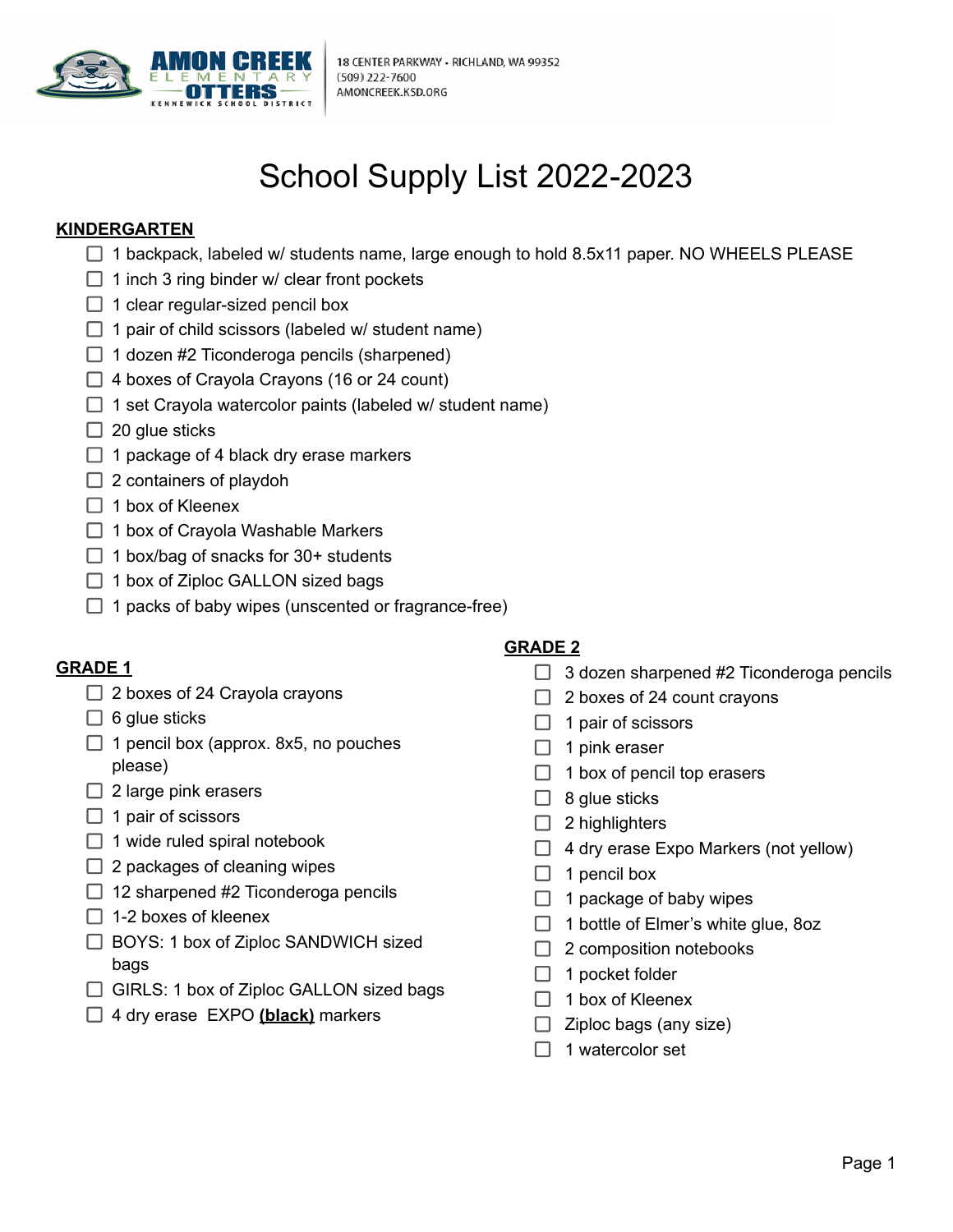AMON CREEK ELEMENTARY OTTERS
KENNEWICK SCHOOL DISTRICT

18 CENTER PARKWAY • RICHLAND, WA 99352
(509) 222-7600
AMONCREEK.KSD.ORG

# School Supply List 2022-2023

## KINDERGARTEN

- [ ] 1 backpack, labeled w/ students name, large enough to hold 8.5x11 paper. NO WHEELS PLEASE
- [ ] 1 inch 3 ring binder w/ clear front pockets
- [ ] 1 clear regular-sized pencil box
- [ ] 1 pair of child scissors (labeled w/ student name)
- [ ] 1 dozen #2 Ticonderoga pencils (sharpened)
- [ ] 4 boxes of Crayola Crayons (16 or 24 count)
- [ ] 1 set Crayola watercolor paints (labeled w/ student name)
- [ ] 20 glue sticks
- [ ] 1 package of 4 black dry erase markers
- [ ] 2 containers of playdoh
- [ ] 1 box of Kleenex
- [ ] 1 box of Crayola Washable Markers
- [ ] 1 box/bag of snacks for 30+ students
- [ ] 1 box of Ziploc GALLON sized bags
- [ ] 1 packs of baby wipes (unscented or fragrance-free)

## GRADE 1

- [ ] 2 boxes of 24 Crayola crayons
- [ ] 6 glue sticks
- [ ] 1 pencil box (approx. 8x5, no pouches please)
- [ ] 2 large pink erasers
- [ ] 1 pair of scissors
- [ ] 1 wide ruled spiral notebook
- [ ] 2 packages of cleaning wipes
- [ ] 12 sharpened #2 Ticonderoga pencils
- [ ] 1-2 boxes of kleenex
- [ ] BOYS: 1 box of Ziploc SANDWICH sized bags
- [ ] GIRLS: 1 box of Ziploc GALLON sized bags
- [ ] 4 dry erase EXPO **(black)** markers

## GRADE 2

- [ ] 3 dozen sharpened #2 Ticonderoga pencils
- [ ] 2 boxes of 24 count crayons
- [ ] 1 pair of scissors
- [ ] 1 pink eraser
- [ ] 1 box of pencil top erasers
- [ ] 8 glue sticks
- [ ] 2 highlighters
- [ ] 4 dry erase Expo Markers (not yellow)
- [ ] 1 pencil box
- [ ] 1 package of baby wipes
- [ ] 1 bottle of Elmer's white glue, 8oz
- [ ] 2 composition notebooks
- [ ] 1 pocket folder
- [ ] 1 box of Kleenex
- [ ] Ziploc bags (any size)
- [ ] 1 watercolor set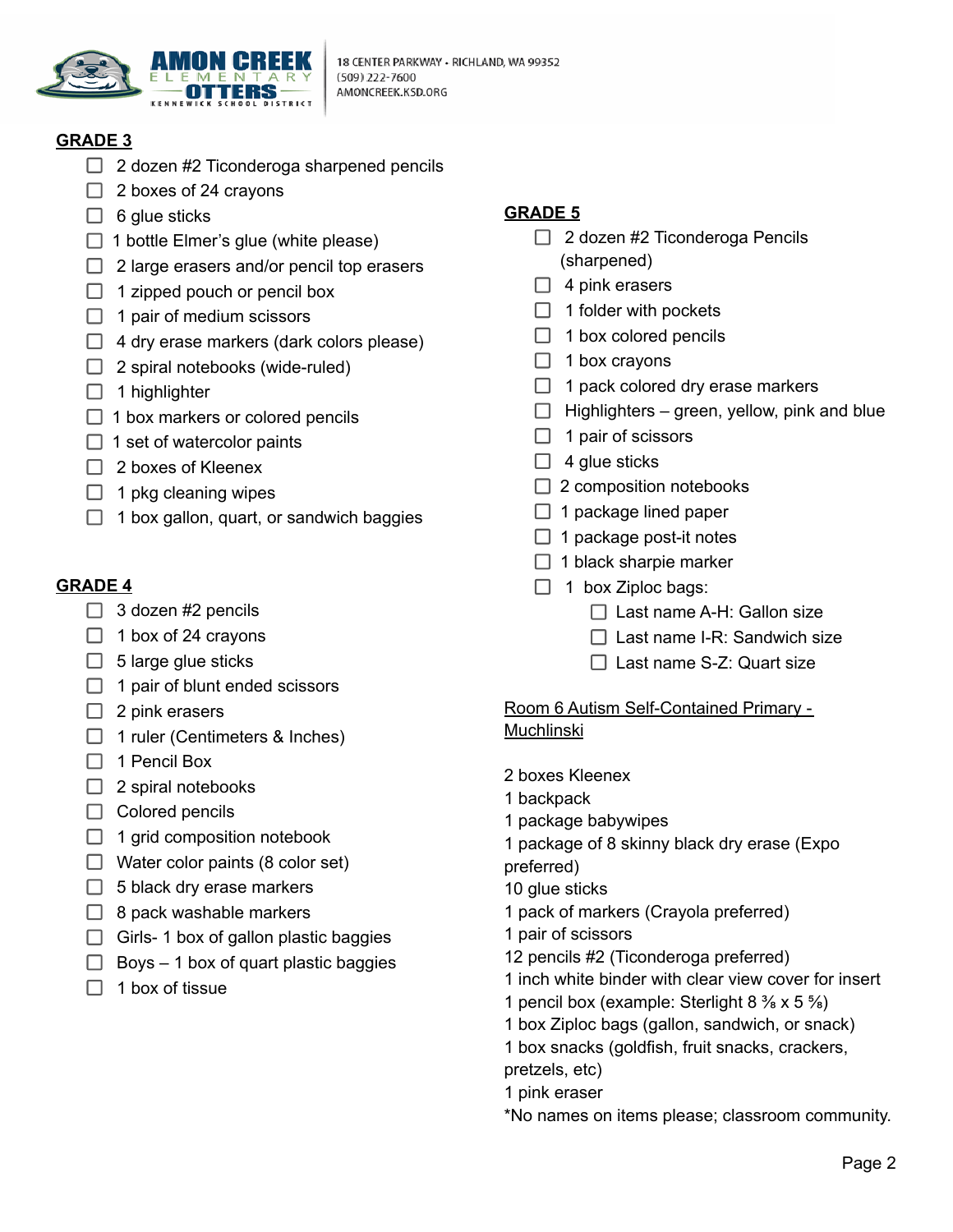AMON CREEK ELEMENTARY OTTERS
KENNEWICK SCHOOL DISTRICT

18 CENTER PARKWAY • RICHLAND, WA 99352
(509) 222-7600
AMONCREEK.KSD.ORG

## GRADE 3

- ☐ 2 dozen #2 Ticonderoga sharpened pencils
- ☐ 2 boxes of 24 crayons
- ☐ 6 glue sticks
- ☐ 1 bottle Elmer's glue (white please)
- ☐ 2 large erasers and/or pencil top erasers
- ☐ 1 zipped pouch or pencil box
- ☐ 1 pair of medium scissors
- ☐ 4 dry erase markers (dark colors please)
- ☐ 2 spiral notebooks (wide-ruled)
- ☐ 1 highlighter
- ☐ 1 box markers or colored pencils
- ☐ 1 set of watercolor paints
- ☐ 2 boxes of Kleenex
- ☐ 1 pkg cleaning wipes
- ☐ 1 box gallon, quart, or sandwich baggies

## GRADE 4

- ☐ 3 dozen #2 pencils
- ☐ 1 box of 24 crayons
- ☐ 5 large glue sticks
- ☐ 1 pair of blunt ended scissors
- ☐ 2 pink erasers
- ☐ 1 ruler (Centimeters & Inches)
- ☐ 1 Pencil Box
- ☐ 2 spiral notebooks
- ☐ Colored pencils
- ☐ 1 grid composition notebook
- ☐ Water color paints (8 color set)
- ☐ 5 black dry erase markers
- ☐ 8 pack washable markers
- ☐ Girls- 1 box of gallon plastic baggies
- ☐ Boys – 1 box of quart plastic baggies
- ☐ 1 box of tissue

## GRADE 5

- ☐ 2 dozen #2 Ticonderoga Pencils (sharpened)
- ☐ 4 pink erasers
- ☐ 1 folder with pockets
- ☐ 1 box colored pencils
- ☐ 1 box crayons
- ☐ 1 pack colored dry erase markers
- ☐ Highlighters – green, yellow, pink and blue
- ☐ 1 pair of scissors
- ☐ 4 glue sticks
- ☐ 2 composition notebooks
- ☐ 1 package lined paper
- ☐ 1 package post-it notes
- ☐ 1 black sharpie marker
- ☐ 1 box Ziploc bags:
    - ☐ Last name A-H: Gallon size
    - ☐ Last name I-R: Sandwich size
    - ☐ Last name S-Z: Quart size

## Room 6 Autism Self-Contained Primary - Muchlinski

2 boxes Kleenex
1 backpack
1 package babywipes
1 package of 8 skinny black dry erase (Expo preferred)
10 glue sticks
1 pack of markers (Crayola preferred)
1 pair of scissors
12 pencils #2 (Ticonderoga preferred)
1 inch white binder with clear view cover for insert
1 pencil box (example: Sterlight 8 ⅜ x 5 ⅝)
1 box Ziploc bags (gallon, sandwich, or snack)
1 box snacks (goldfish, fruit snacks, crackers, pretzels, etc)
1 pink eraser
*No names on items please; classroom community.